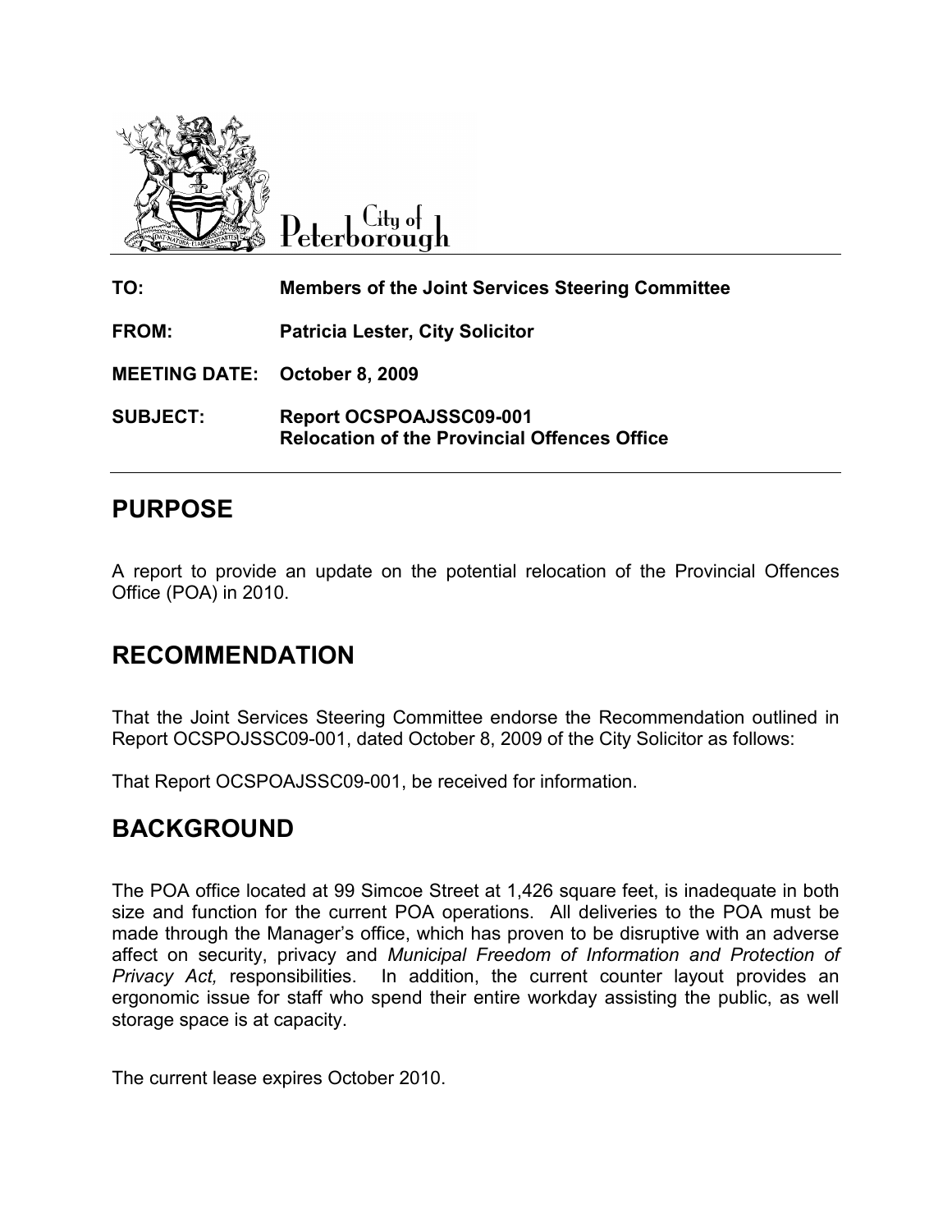City of Peterborough

| | |
|---|---|
| **TO:** | **Members of the Joint Services Steering Committee** |
| **FROM:** | **Patricia Lester, City Solicitor** |
| **MEETING DATE:** | **October 8, 2009** |
| **SUBJECT:** | **Report OCSPOAJSSC09-001**<br>**Relocation of the Provincial Offences Office** |

## PURPOSE

A report to provide an update on the potential relocation of the Provincial Offences Office (POA) in 2010.

## RECOMMENDATION

That the Joint Services Steering Committee endorse the Recommendation outlined in Report OCSPOJSSC09-001, dated October 8, 2009 of the City Solicitor as follows:

That Report OCSPOAJSSC09-001, be received for information.

## BACKGROUND

The POA office located at 99 Simcoe Street at 1,426 square feet, is inadequate in both size and function for the current POA operations. All deliveries to the POA must be made through the Manager's office, which has proven to be disruptive with an adverse affect on security, privacy and *Municipal Freedom of Information and Protection of Privacy Act,* responsibilities. In addition, the current counter layout provides an ergonomic issue for staff who spend their entire workday assisting the public, as well storage space is at capacity.

The current lease expires October 2010.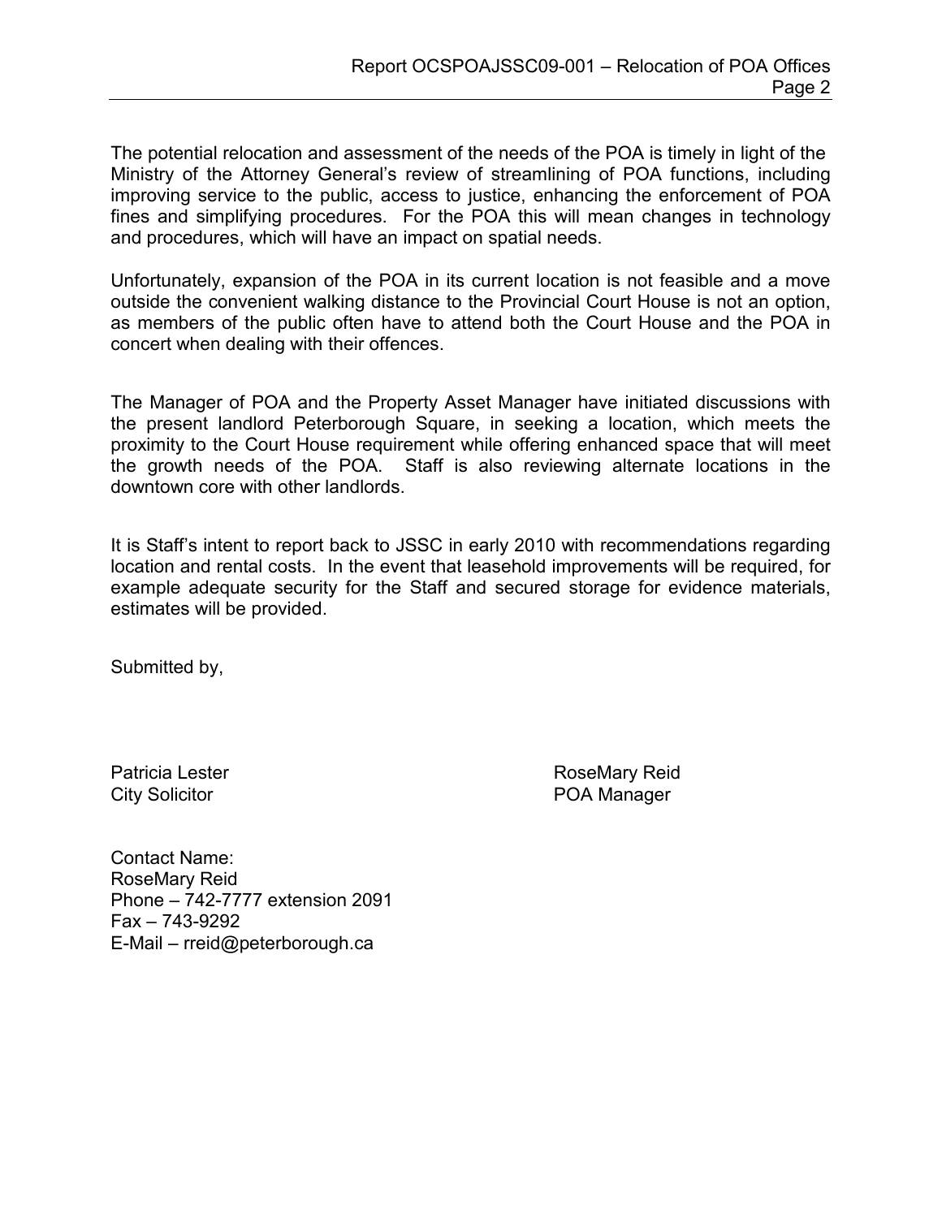The potential relocation and assessment of the needs of the POA is timely in light of the Ministry of the Attorney General's review of streamlining of POA functions, including improving service to the public, access to justice, enhancing the enforcement of POA fines and simplifying procedures. For the POA this will mean changes in technology and procedures, which will have an impact on spatial needs.

Unfortunately, expansion of the POA in its current location is not feasible and a move outside the convenient walking distance to the Provincial Court House is not an option, as members of the public often have to attend both the Court House and the POA in concert when dealing with their offences.

The Manager of POA and the Property Asset Manager have initiated discussions with the present landlord Peterborough Square, in seeking a location, which meets the proximity to the Court House requirement while offering enhanced space that will meet the growth needs of the POA. Staff is also reviewing alternate locations in the downtown core with other landlords.

It is Staff's intent to report back to JSSC in early 2010 with recommendations regarding location and rental costs. In the event that leasehold improvements will be required, for example adequate security for the Staff and secured storage for evidence materials, estimates will be provided.

Submitted by,

Patricia Lester
City Solicitor

RoseMary Reid
POA Manager

Contact Name:
RoseMary Reid
Phone – 742-7777 extension 2091
Fax – 743-9292
E-Mail – rreid@peterborough.ca